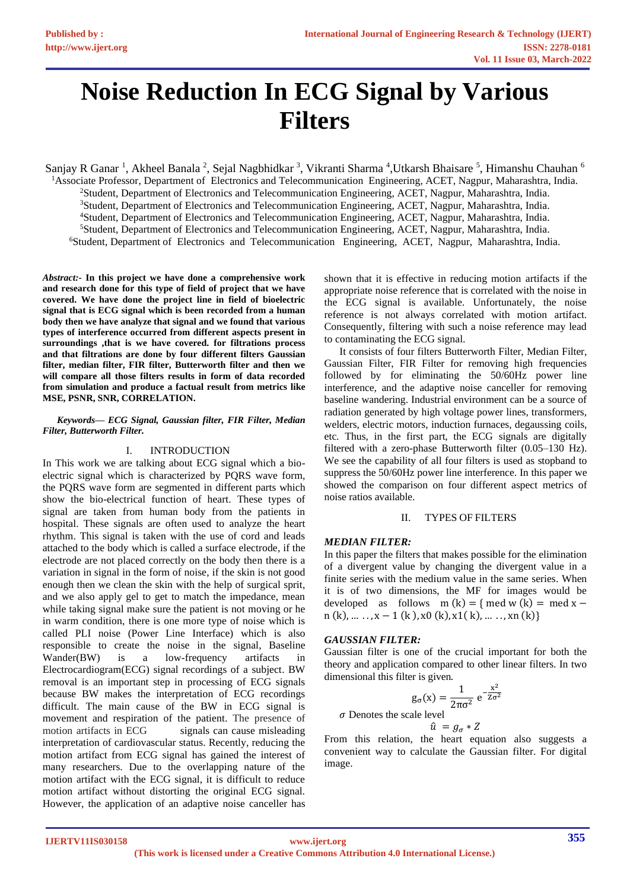# Noise Reduction In ECG Signal by Various Filters

Sanjay R Ganar [1], Akheel Banala [2], Sejal Nagbhidkar [3], Vikranti Sharma [4], Utkarsh Bhaisare [5], Himanshu Chauhan [6]

[1]Associate Professor, Department of Electronics and Telecommunication Engineering, ACET, Nagpur, Maharashtra, India.
[2]Student, Department of Electronics and Telecommunication Engineering, ACET, Nagpur, Maharashtra, India.
[3]Student, Department of Electronics and Telecommunication Engineering, ACET, Nagpur, Maharashtra, India.
[4]Student, Department of Electronics and Telecommunication Engineering, ACET, Nagpur, Maharashtra, India.
[5]Student, Department of Electronics and Telecommunication Engineering, ACET, Nagpur, Maharashtra, India.
[6]Student, Department of Electronics and Telecommunication Engineering, ACET, Nagpur, Maharashtra, India.

***Abstract:-*** **In this project we have done a comprehensive work and research done for this type of field of project that we have covered. We have done the project line in field of bioelectric signal that is ECG signal which is been recorded from a human body then we have analyze that signal and we found that various types of interference occurred from different aspects present in surroundings ,that is we have covered. for filtrations process and that filtrations are done by four different filters Gaussian filter, median filter, FIR filter, Butterworth filter and then we will compare all those filters results in form of data recorded from simulation and produce a factual result from metrics like MSE, PSNR, SNR, CORRELATION.**

***Keywords— ECG Signal, Gaussian filter, FIR Filter, Median Filter, Butterworth Filter.***

## I. INTRODUCTION

In This work we are talking about ECG signal which a bio-electric signal which is characterized by PQRS wave form, the PQRS wave form are segmented in different parts which show the bio-electrical function of heart. These types of signal are taken from human body from the patients in hospital. These signals are often used to analyze the heart rhythm. This signal is taken with the use of cord and leads attached to the body which is called a surface electrode, if the electrode are not placed correctly on the body then there is a variation in signal in the form of noise, if the skin is not good enough then we clean the skin with the help of surgical sprit, and we also apply gel to get to match the impedance, mean while taking signal make sure the patient is not moving or he in warm condition, there is one more type of noise which is called PLI noise (Power Line Interface) which is also responsible to create the noise in the signal, Baseline Wander(BW) is a low-frequency artifacts in Electrocardiogram(ECG) signal recordings of a subject. BW removal is an important step in processing of ECG signals because BW makes the interpretation of ECG recordings difficult. The main cause of the BW in ECG signal is movement and respiration of the patient. The presence of motion artifacts in ECG signals can cause misleading interpretation of cardiovascular status. Recently, reducing the motion artifact from ECG signal has gained the interest of many researchers. Due to the overlapping nature of the motion artifact with the ECG signal, it is difficult to reduce motion artifact without distorting the original ECG signal. However, the application of an adaptive noise canceller has shown that it is effective in reducing motion artifacts if the appropriate noise reference that is correlated with the noise in the ECG signal is available. Unfortunately, the noise reference is not always correlated with motion artifact. Consequently, filtering with such a noise reference may lead to contaminating the ECG signal.

It consists of four filters Butterworth Filter, Median Filter, Gaussian Filter, FIR Filter for removing high frequencies followed by for eliminating the 50/60Hz power line interference, and the adaptive noise canceller for removing baseline wandering. Industrial environment can be a source of radiation generated by high voltage power lines, transformers, welders, electric motors, induction furnaces, degaussing coils, etc. Thus, in the first part, the ECG signals are digitally filtered with a zero-phase Butterworth filter (0.05–130 Hz). We see the capability of all four filters is used as stopband to suppress the 50/60Hz power line interference. In this paper we showed the comparison on four different aspect metrics of noise ratios available.

## II. TYPES OF FILTERS

### *MEDIAN FILTER:*

In this paper the filters that makes possible for the elimination of a divergent value by changing the divergent value in a finite series with the medium value in the same series. When it is of two dimensions, the MF for images would be developed as follows $\mathrm{m}(\mathrm{k}) = \{\mathrm{med}\ \mathrm{w}(\mathrm{k}) = \mathrm{med}\ \mathrm{x}-\mathrm{n}(\mathrm{k}), \ldots\ldots, \mathrm{x}-1(\mathrm{k}), \mathrm{x}0(\mathrm{k}), \mathrm{x}1(\mathrm{k}), \ldots\ldots, \mathrm{xn}(\mathrm{k})\}$

### *GAUSSIAN FILTER:*

Gaussian filter is one of the crucial important for both the theory and application compared to other linear filters. In two dimensional this filter is given.

$$g_\sigma(x) = \frac{1}{2\pi\sigma^2}\, e^{-\frac{x^2}{Z\sigma^2}}$$

$\sigma$ Denotes the scale level

$$\hat{u} = g_\sigma * Z$$

From this relation, the heart equation also suggests a convenient way to calculate the Gaussian filter. For digital image.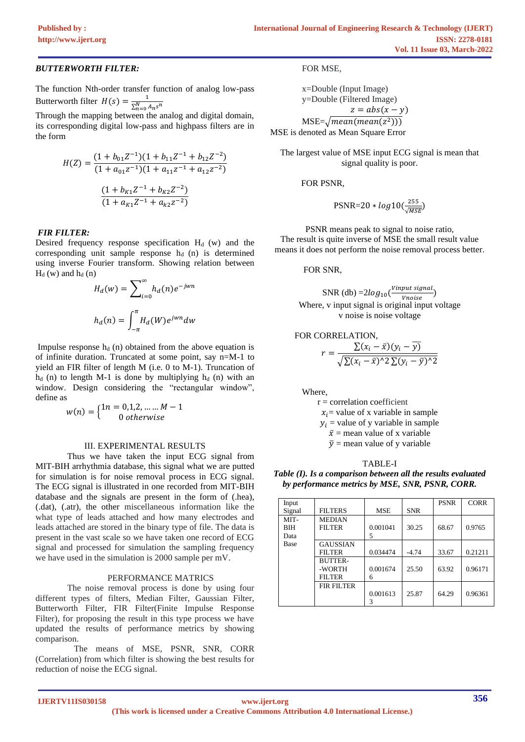### *BUTTERWORTH FILTER:*

The function Nth-order transfer function of analog low-pass Butterworth filter $H(s) = \frac{1}{\sum_{n=0}^{N} A_n s^n}$

Through the mapping between the analog and digital domain, its corresponding digital low-pass and highpass filters are in the form

$$H(Z) = \frac{(1 + b_{01}Z^{-1})(1 + b_{11}Z^{-1} + b_{12}Z^{-2})}{(1 + a_{01}z^{-1})(1 + a_{11}z^{-1} + a_{12}z^{-2})}$$

$$\frac{(1 + b_{K1}Z^{-1} + b_{K2}Z^{-2})}{(1 + a_{K1}Z^{-1} + a_{k2}z^{-2})}$$

### *FIR FILTER:*

Desired frequency response specification $H_d$ (w) and the corresponding unit sample response $h_d$ (n) is determined using inverse Fourier transform. Showing relation between $H_d$ (w) and $h_d$ (n)

$$H_d(w) = \sum_{i=0}^{\infty} h_d(n) e^{-jwn}$$

$$h_d(n) = \int_{-\pi}^{\pi} H_d(W) e^{jwn} dw$$

Impulse response $h_d$ (n) obtained from the above equation is of infinite duration. Truncated at some point, say n=M-1 to yield an FIR filter of length M (i.e. 0 to M-1). Truncation of $h_d$ (n) to length M-1 is done by multiplying $h_d$ (n) with an window. Design considering the "rectangular window", define as

$$w(n) = \begin{cases} 1 n = 0,1,2, \dots\dots M-1 \\ 0 \ otherwise \end{cases}$$

## III. EXPERIMENTAL RESULTS

Thus we have taken the input ECG signal from MIT-BIH arrhythmia database, this signal what we are putted for simulation is for noise removal process in ECG signal. The ECG signal is illustrated in one recorded from MIT-BIH database and the signals are present in the form of (.hea), (.dat), (.atr), the other miscellaneous information like the what type of leads attached and how many electrodes and leads attached are stored in the binary type of file. The data is present in the vast scale so we have taken one record of ECG signal and processed for simulation the sampling frequency we have used in the simulation is 2000 sample per mV.

### PERFORMANCE MATRICS

The noise removal process is done by using four different types of filters, Median Filter, Gaussian Filter, Butterworth Filter, FIR Filter(Finite Impulse Response Filter), for proposing the result in this type process we have updated the results of performance metrics by showing comparison.

The means of MSE, PSNR, SNR, CORR (Correlation) from which filter is showing the best results for reduction of noise the ECG signal.

FOR MSE,

x=Double (Input Image)
y=Double (Filtered Image)

$$z = abs(x - y)$$

MSE=$\sqrt{mean(mean(z^2))}$

MSE is denoted as Mean Square Error

The largest value of MSE input ECG signal is mean that signal quality is poor.

FOR PSNR,

$$\text{PSNR}=20 * log10(\frac{255}{\sqrt{MSE}})$$

PSNR means peak to signal to noise ratio,
The result is quite inverse of MSE the small result value means it does not perform the noise removal process better.

FOR SNR,

$$\text{SNR (db)} = 2log_{10}(\frac{Vinput\ signal}{Vnoise})$$

Where, v input signal is original input voltage
v noise is noise voltage

FOR CORRELATION,

$$r = \frac{\sum(x_i - \bar{x})(y_i - \bar{y})}{\sqrt{\sum(x_i - \bar{x})^2 \sum(y_i - \bar{y})^2}}$$

Where,
r = correlation coefficient
$x_i$ = value of x variable in sample
$y_i$ = value of y variable in sample
$\bar{x}$ = mean value of x variable
$\bar{y}$ = mean value of y variable

TABLE-I

***Table (I). Is a comparison between all the results evaluated by performance metrics by MSE, SNR, PSNR, CORR.***

| Input Signal | FILTERS | MSE | SNR | PSNR | CORR |
|---|---|---|---|---|---|
| MIT-BIH Data Base | MEDIAN FILTER | 0.0010415 | 30.25 | 68.67 | 0.9765 |
| | GAUSSIAN FILTER | 0.034474 | -4.74 | 33.67 | 0.21211 |
| | BUTTER--WORTH FILTER | 0.0016746 | 25.50 | 63.92 | 0.96171 |
| | FIR FILTER | 0.0016133 | 25.87 | 64.29 | 0.96361 |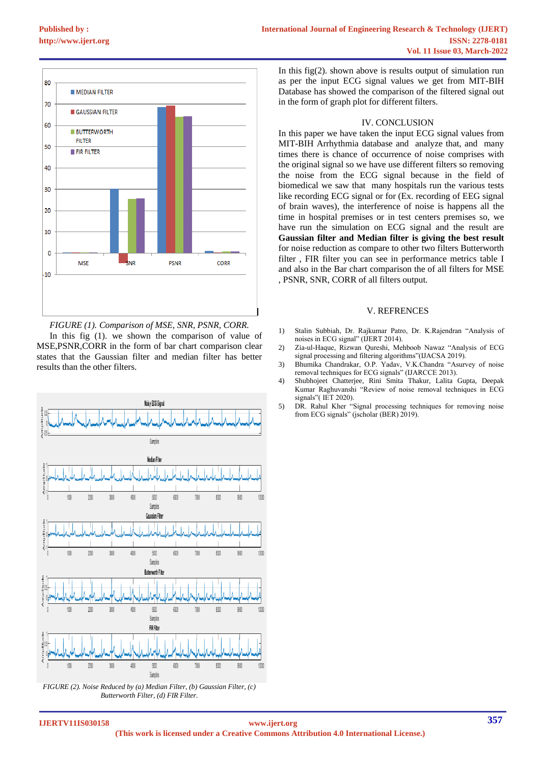80
70
60
50
40
30
20
10
0
-10

MEDIAN FILTER
GAUSSIAN FILTER
BUTTERWORTH FILTER
FIR FILTER

MSE
SNR
PSNR
CORR

*FIGURE (1). Comparison of MSE, SNR, PSNR, CORR.*

In this fig (1). we shown the comparison of value of MSE,PSNR,CORR in the form of bar chart comparison clear states that the Gaussian filter and median filter has better results than the other filters.

Noisy ECG Signal
Median Filter
Gaussian Filter
Butterworth Filter
FIR Filter
Amplitude
Samples
0 1000 2000 3000 4000 5000 6000 7000 8000 9000 10000

*FIGURE (2). Noise Reduced by (a) Median Filter, (b) Gaussian Filter, (c) Butterworth Filter, (d) FIR Filter.*

In this fig(2). shown above is results output of simulation run as per the input ECG signal values we get from MIT-BIH Database has showed the comparison of the filtered signal out in the form of graph plot for different filters.

## IV. CONCLUSION

In this paper we have taken the input ECG signal values from MIT-BIH Arrhythmia database and analyze that, and many times there is chance of occurrence of noise comprises with the original signal so we have use different filters so removing the noise from the ECG signal because in the field of biomedical we saw that many hospitals run the various tests like recording ECG signal or for (Ex. recording of EEG signal of brain waves), the interference of noise is happens all the time in hospital premises or in test centers premises so, we have run the simulation on ECG signal and the result are **Gaussian filter and Median filter is giving the best result** for noise reduction as compare to other two filters Butterworth filter , FIR filter you can see in performance metrics table I and also in the Bar chart comparison the of all filters for MSE , PSNR, SNR, CORR of all filters output.

## V. REFRENCES

1) Stalin Subbiah, Dr. Rajkumar Patro, Dr. K.Rajendran “Analysis of noises in ECG signal” (IJERT 2014).
2) Zia-ul-Haque, Rizwan Qureshi, Mehboob Nawaz “Analysis of ECG signal processing and filtering algorithms”(IJACSA 2019).
3) Bhumika Chandrakar, O.P. Yadav, V.K.Chandra “Asurvey of noise removal techniques for ECG signals” (IJARCCE 2013).
4) Shubhojeet Chatterjee, Rini Smita Thakur, Lalita Gupta, Deepak Kumar Raghuvanshi “Review of noise removal techniques in ECG signals”( IET 2020).
5) DR. Rahul Kher “Signal processing techniques for removing noise from ECG signals” (jscholar (BER) 2019).